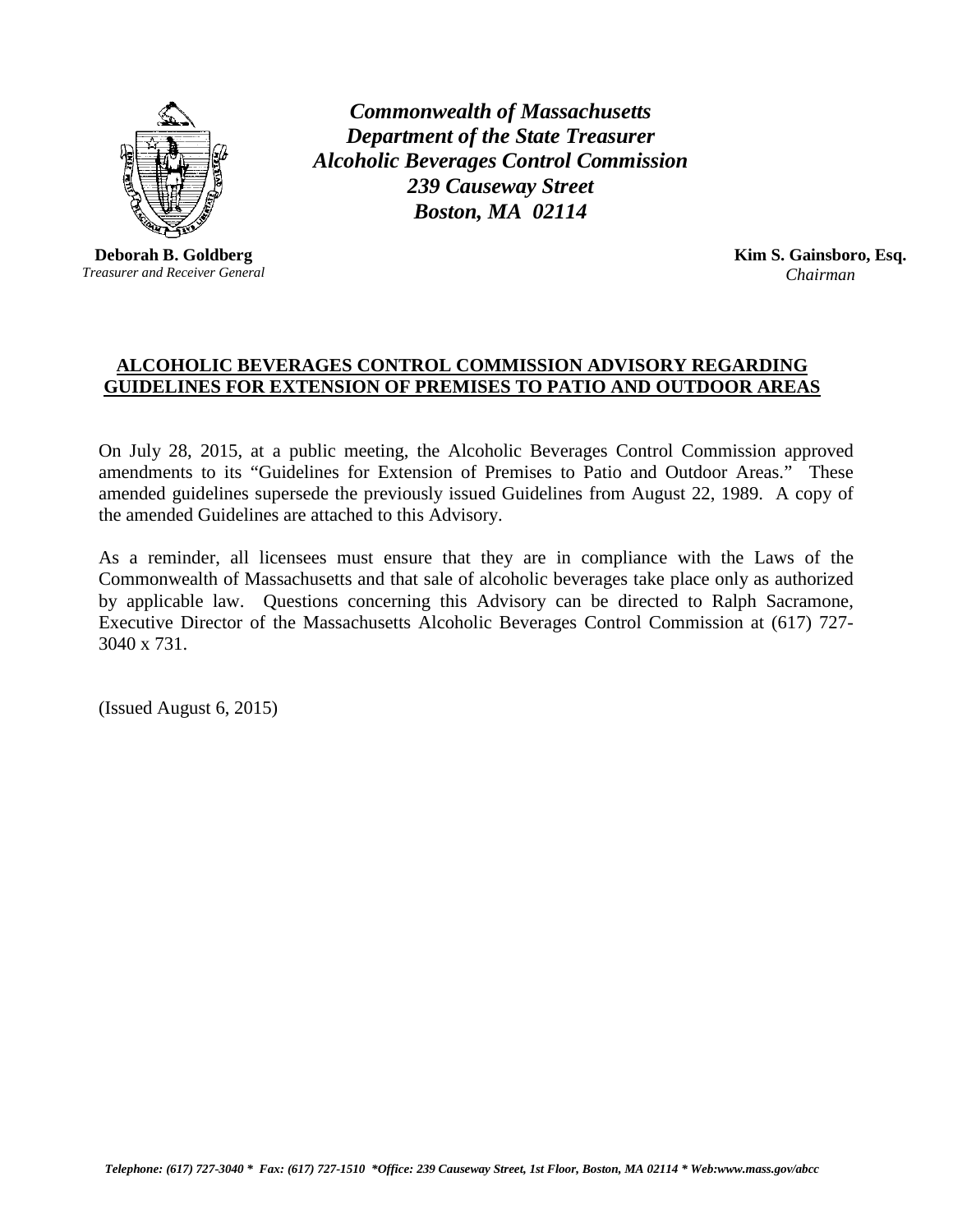***Commonwealth of Massachusetts***
***Department of the State Treasurer***
***Alcoholic Beverages Control Commission***
***239 Causeway Street***
***Boston, MA 02114***

**Deborah B. Goldberg**
*Treasurer and Receiver General*

**Kim S. Gainsboro, Esq.**
*Chairman*

## ALCOHOLIC BEVERAGES CONTROL COMMISSION ADVISORY REGARDING GUIDELINES FOR EXTENSION OF PREMISES TO PATIO AND OUTDOOR AREAS

On July 28, 2015, at a public meeting, the Alcoholic Beverages Control Commission approved amendments to its "Guidelines for Extension of Premises to Patio and Outdoor Areas." These amended guidelines supersede the previously issued Guidelines from August 22, 1989. A copy of the amended Guidelines are attached to this Advisory.

As a reminder, all licensees must ensure that they are in compliance with the Laws of the Commonwealth of Massachusetts and that sale of alcoholic beverages take place only as authorized by applicable law. Questions concerning this Advisory can be directed to Ralph Sacramone, Executive Director of the Massachusetts Alcoholic Beverages Control Commission at (617) 727-3040 x 731.

(Issued August 6, 2015)

*Telephone: (617) 727-3040 * Fax: (617) 727-1510 *Office: 239 Causeway Street, 1st Floor, Boston, MA 02114 * Web:www.mass.gov/abcc*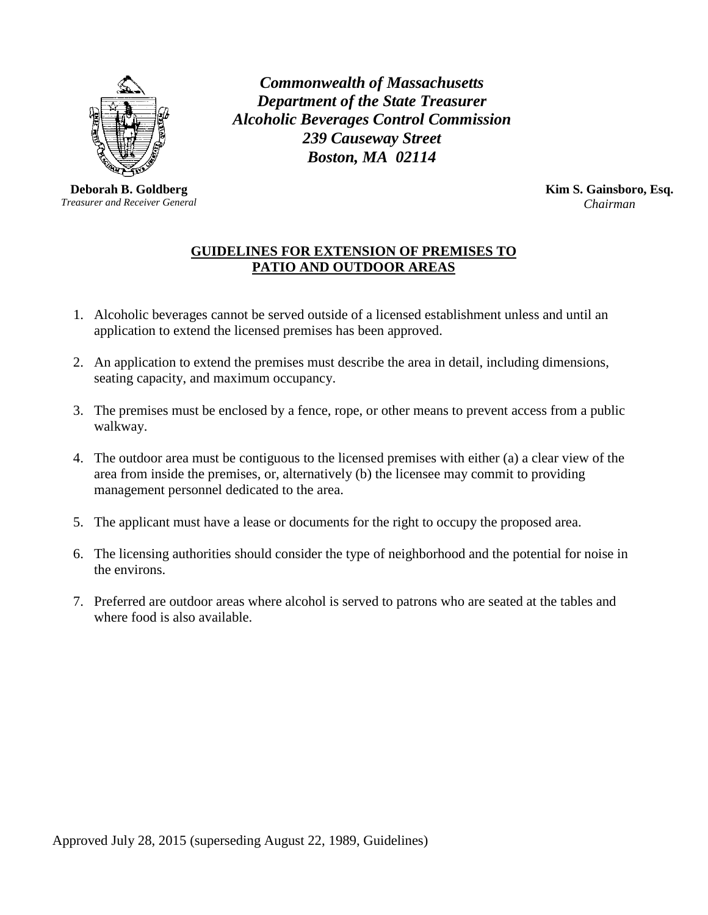*Commonwealth of Massachusetts*
*Department of the State Treasurer*
*Alcoholic Beverages Control Commission*
*239 Causeway Street*
*Boston, MA 02114*

**Deborah B. Goldberg**
*Treasurer and Receiver General*

**Kim S. Gainsboro, Esq.**
*Chairman*

## GUIDELINES FOR EXTENSION OF PREMISES TO PATIO AND OUTDOOR AREAS

1. Alcoholic beverages cannot be served outside of a licensed establishment unless and until an application to extend the licensed premises has been approved.

2. An application to extend the premises must describe the area in detail, including dimensions, seating capacity, and maximum occupancy.

3. The premises must be enclosed by a fence, rope, or other means to prevent access from a public walkway.

4. The outdoor area must be contiguous to the licensed premises with either (a) a clear view of the area from inside the premises, or, alternatively (b) the licensee may commit to providing management personnel dedicated to the area.

5. The applicant must have a lease or documents for the right to occupy the proposed area.

6. The licensing authorities should consider the type of neighborhood and the potential for noise in the environs.

7. Preferred are outdoor areas where alcohol is served to patrons who are seated at the tables and where food is also available.

Approved July 28, 2015 (superseding August 22, 1989, Guidelines)